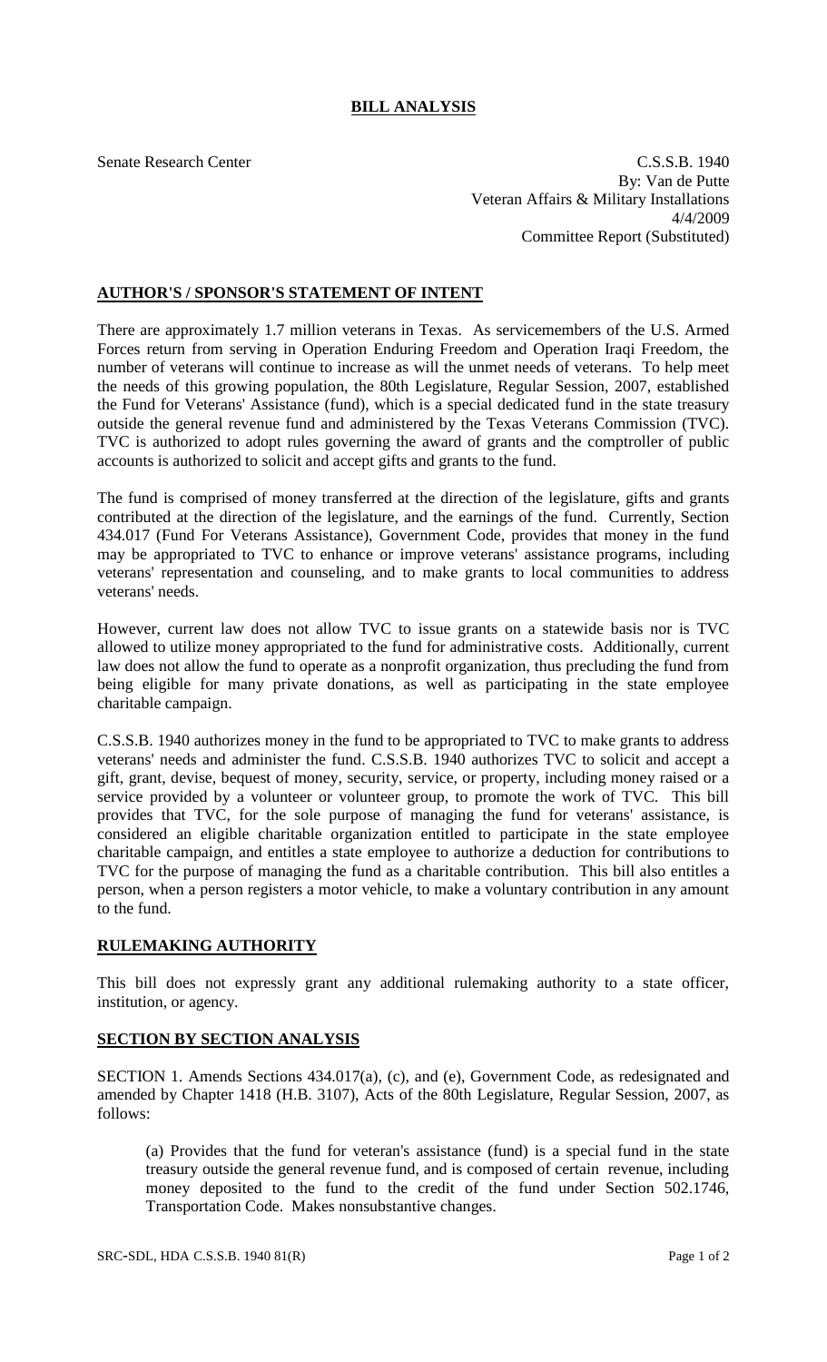# BILL ANALYSIS

Senate Research Center

C.S.S.B. 1940
By: Van de Putte
Veteran Affairs & Military Installations
4/4/2009
Committee Report (Substituted)

## AUTHOR'S / SPONSOR'S STATEMENT OF INTENT

There are approximately 1.7 million veterans in Texas. As servicemembers of the U.S. Armed Forces return from serving in Operation Enduring Freedom and Operation Iraqi Freedom, the number of veterans will continue to increase as will the unmet needs of veterans. To help meet the needs of this growing population, the 80th Legislature, Regular Session, 2007, established the Fund for Veterans' Assistance (fund), which is a special dedicated fund in the state treasury outside the general revenue fund and administered by the Texas Veterans Commission (TVC). TVC is authorized to adopt rules governing the award of grants and the comptroller of public accounts is authorized to solicit and accept gifts and grants to the fund.

The fund is comprised of money transferred at the direction of the legislature, gifts and grants contributed at the direction of the legislature, and the earnings of the fund. Currently, Section 434.017 (Fund For Veterans Assistance), Government Code, provides that money in the fund may be appropriated to TVC to enhance or improve veterans' assistance programs, including veterans' representation and counseling, and to make grants to local communities to address veterans' needs.

However, current law does not allow TVC to issue grants on a statewide basis nor is TVC allowed to utilize money appropriated to the fund for administrative costs. Additionally, current law does not allow the fund to operate as a nonprofit organization, thus precluding the fund from being eligible for many private donations, as well as participating in the state employee charitable campaign.

C.S.S.B. 1940 authorizes money in the fund to be appropriated to TVC to make grants to address veterans' needs and administer the fund. C.S.S.B. 1940 authorizes TVC to solicit and accept a gift, grant, devise, bequest of money, security, service, or property, including money raised or a service provided by a volunteer or volunteer group, to promote the work of TVC. This bill provides that TVC, for the sole purpose of managing the fund for veterans' assistance, is considered an eligible charitable organization entitled to participate in the state employee charitable campaign, and entitles a state employee to authorize a deduction for contributions to TVC for the purpose of managing the fund as a charitable contribution. This bill also entitles a person, when a person registers a motor vehicle, to make a voluntary contribution in any amount to the fund.

## RULEMAKING AUTHORITY

This bill does not expressly grant any additional rulemaking authority to a state officer, institution, or agency.

## SECTION BY SECTION ANALYSIS

SECTION 1. Amends Sections 434.017(a), (c), and (e), Government Code, as redesignated and amended by Chapter 1418 (H.B. 3107), Acts of the 80th Legislature, Regular Session, 2007, as follows:

(a) Provides that the fund for veteran's assistance (fund) is a special fund in the state treasury outside the general revenue fund, and is composed of certain revenue, including money deposited to the fund to the credit of the fund under Section 502.1746, Transportation Code. Makes nonsubstantive changes.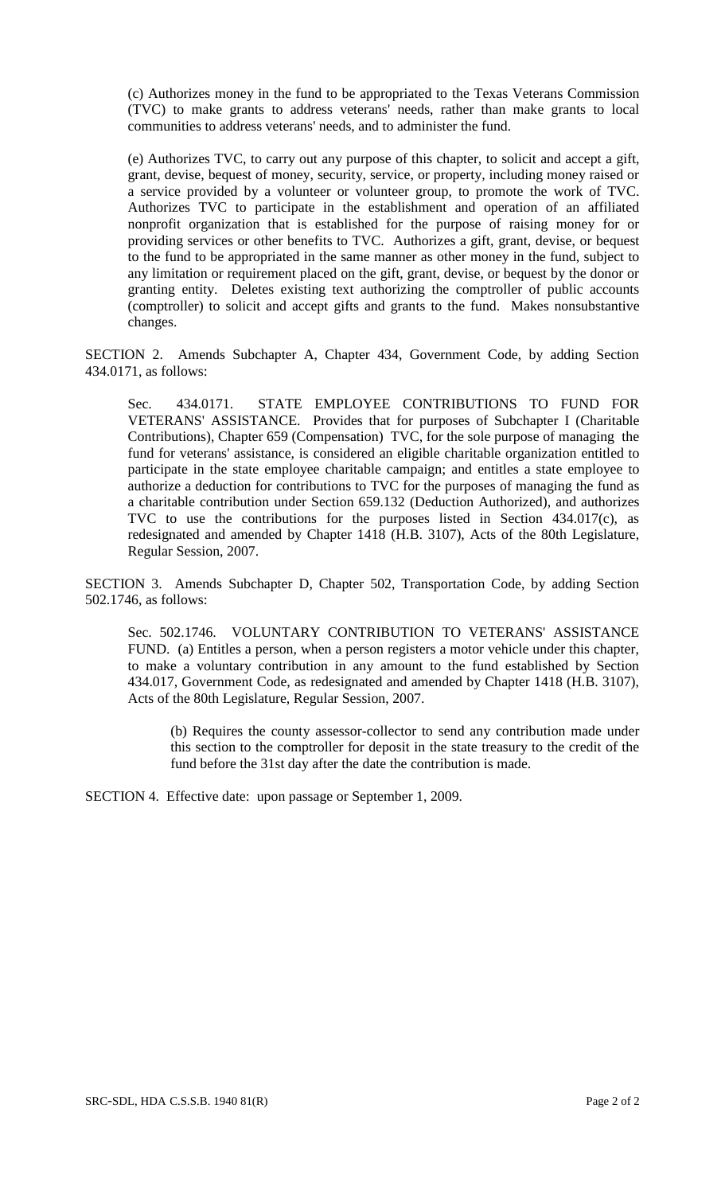(c) Authorizes money in the fund to be appropriated to the Texas Veterans Commission (TVC) to make grants to address veterans' needs, rather than make grants to local communities to address veterans' needs, and to administer the fund.

(e) Authorizes TVC, to carry out any purpose of this chapter, to solicit and accept a gift, grant, devise, bequest of money, security, service, or property, including money raised or a service provided by a volunteer or volunteer group, to promote the work of TVC. Authorizes TVC to participate in the establishment and operation of an affiliated nonprofit organization that is established for the purpose of raising money for or providing services or other benefits to TVC. Authorizes a gift, grant, devise, or bequest to the fund to be appropriated in the same manner as other money in the fund, subject to any limitation or requirement placed on the gift, grant, devise, or bequest by the donor or granting entity. Deletes existing text authorizing the comptroller of public accounts (comptroller) to solicit and accept gifts and grants to the fund. Makes nonsubstantive changes.

SECTION 2. Amends Subchapter A, Chapter 434, Government Code, by adding Section 434.0171, as follows:

Sec. 434.0171. STATE EMPLOYEE CONTRIBUTIONS TO FUND FOR VETERANS' ASSISTANCE. Provides that for purposes of Subchapter I (Charitable Contributions), Chapter 659 (Compensation) TVC, for the sole purpose of managing the fund for veterans' assistance, is considered an eligible charitable organization entitled to participate in the state employee charitable campaign; and entitles a state employee to authorize a deduction for contributions to TVC for the purposes of managing the fund as a charitable contribution under Section 659.132 (Deduction Authorized), and authorizes TVC to use the contributions for the purposes listed in Section 434.017(c), as redesignated and amended by Chapter 1418 (H.B. 3107), Acts of the 80th Legislature, Regular Session, 2007.

SECTION 3. Amends Subchapter D, Chapter 502, Transportation Code, by adding Section 502.1746, as follows:

Sec. 502.1746. VOLUNTARY CONTRIBUTION TO VETERANS' ASSISTANCE FUND. (a) Entitles a person, when a person registers a motor vehicle under this chapter, to make a voluntary contribution in any amount to the fund established by Section 434.017, Government Code, as redesignated and amended by Chapter 1418 (H.B. 3107), Acts of the 80th Legislature, Regular Session, 2007.

(b) Requires the county assessor-collector to send any contribution made under this section to the comptroller for deposit in the state treasury to the credit of the fund before the 31st day after the date the contribution is made.

SECTION 4. Effective date: upon passage or September 1, 2009.